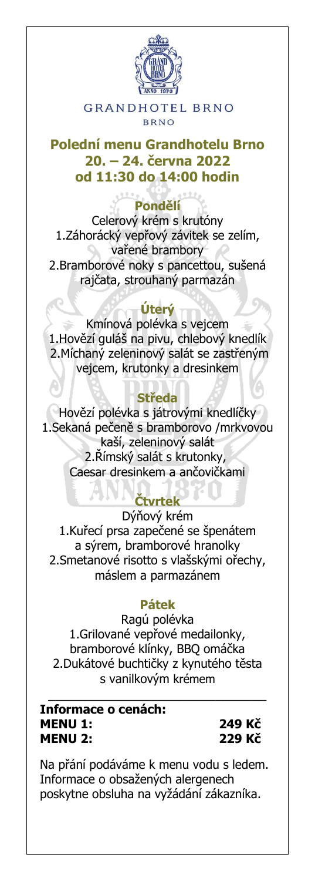GRANDHOTEL BRNO

BRNO

## Polední menu Grandhotelu Brno
## 20. – 24. června 2022
## od 11:30 do 14:00 hodin

### Pondělí

Celerový krém s krutóny

1.Záhorácký vepřový závitek se zelím, vařené brambory

2.Bramborové noky s pancettou, sušená rajčata, strouhaný parmazán

### Úterý

Kmínová polévka s vejcem

1.Hovězí guláš na pivu, chlebový knedlík

2.Míchaný zeleninový salát se zastřeným vejcem, krutonky a dresinkem

### Středa

Hovězí polévka s játrovými knedlíčky

1.Sekaná pečeně s bramborovo /mrkvovou kaší, zeleninový salát

2.Římský salát s krutonky, Caesar dresinkem a ančovičkami

### Čtvrtek

Dýňový krém

1.Kuřecí prsa zapečené se špenátem a sýrem, bramborové hranolky

2.Smetanové risotto s vlašskými ořechy, máslem a parmazánem

### Pátek

Ragú polévka

1.Grilované vepřové medailonky, bramborové klínky, BBQ omáčka

2.Dukátové buchtičky z kynutého těsta s vanilkovým krémem

---

**Informace o cenách:**

**MENU 1:** **249 Kč**

**MENU 2:** **229 Kč**

Na přání podáváme k menu vodu s ledem. Informace o obsažených alergenech poskytne obsluha na vyžádání zákazníka.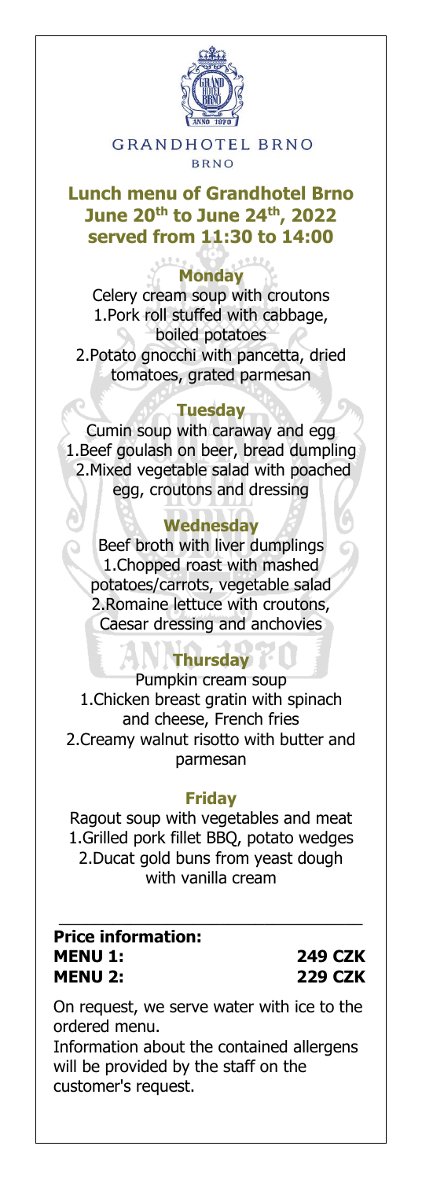GRANDHOTEL BRNO

BRNO

## Lunch menu of Grandhotel Brno
## June 20th to June 24th, 2022
## served from 11:30 to 14:00

### Monday

Celery cream soup with croutons

1.Pork roll stuffed with cabbage, boiled potatoes

2.Potato gnocchi with pancetta, dried tomatoes, grated parmesan

### Tuesday

Cumin soup with caraway and egg

1.Beef goulash on beer, bread dumpling

2.Mixed vegetable salad with poached egg, croutons and dressing

### Wednesday

Beef broth with liver dumplings

1.Chopped roast with mashed potatoes/carrots, vegetable salad

2.Romaine lettuce with croutons, Caesar dressing and anchovies

### Thursday

Pumpkin cream soup

1.Chicken breast gratin with spinach and cheese, French fries

2.Creamy walnut risotto with butter and parmesan

### Friday

Ragout soup with vegetables and meat

1.Grilled pork fillet BBQ, potato wedges

2.Ducat gold buns from yeast dough with vanilla cream

---

**Price information:**

| | |
|---|---|
| **MENU 1:** | **249 CZK** |
| **MENU 2:** | **229 CZK** |

On request, we serve water with ice to the ordered menu.

Information about the contained allergens will be provided by the staff on the customer's request.